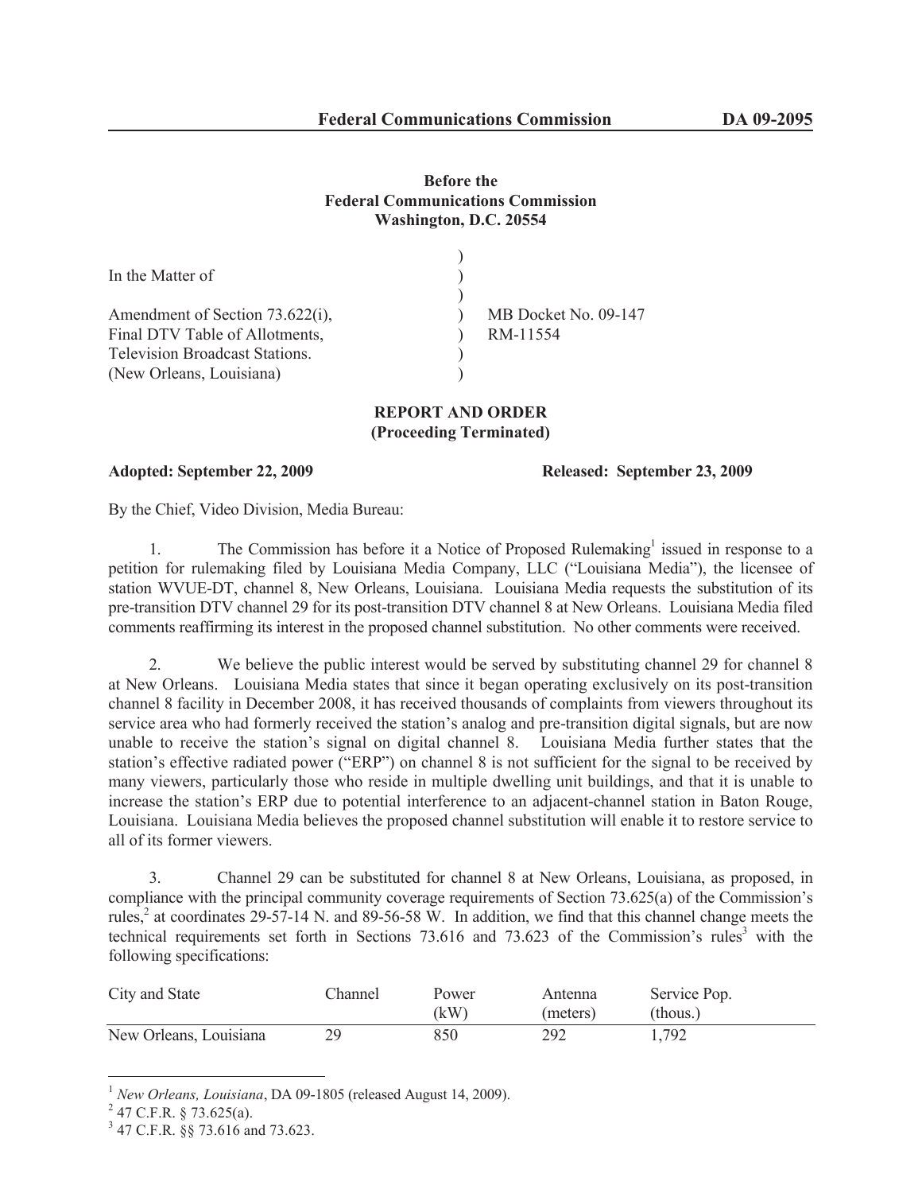**Before the**
**Federal Communications Commission**
**Washington, D.C. 20554**

| | | |
|---|---|---|
| In the Matter of | ) | |
| | ) | |
| Amendment of Section 73.622(i), | ) | MB Docket No. 09-147 |
| Final DTV Table of Allotments, | ) | RM-11554 |
| Television Broadcast Stations. | ) | |
| (New Orleans, Louisiana) | ) | |

**REPORT AND ORDER**
**(Proceeding Terminated)**

**Adopted: September 22, 2009** **Released: September 23, 2009**

By the Chief, Video Division, Media Bureau:

1. The Commission has before it a Notice of Proposed Rulemaking[1] issued in response to a petition for rulemaking filed by Louisiana Media Company, LLC ("Louisiana Media"), the licensee of station WVUE-DT, channel 8, New Orleans, Louisiana. Louisiana Media requests the substitution of its pre-transition DTV channel 29 for its post-transition DTV channel 8 at New Orleans. Louisiana Media filed comments reaffirming its interest in the proposed channel substitution. No other comments were received.

2. We believe the public interest would be served by substituting channel 29 for channel 8 at New Orleans. Louisiana Media states that since it began operating exclusively on its post-transition channel 8 facility in December 2008, it has received thousands of complaints from viewers throughout its service area who had formerly received the station's analog and pre-transition digital signals, but are now unable to receive the station's signal on digital channel 8. Louisiana Media further states that the station's effective radiated power ("ERP") on channel 8 is not sufficient for the signal to be received by many viewers, particularly those who reside in multiple dwelling unit buildings, and that it is unable to increase the station's ERP due to potential interference to an adjacent-channel station in Baton Rouge, Louisiana. Louisiana Media believes the proposed channel substitution will enable it to restore service to all of its former viewers.

3. Channel 29 can be substituted for channel 8 at New Orleans, Louisiana, as proposed, in compliance with the principal community coverage requirements of Section 73.625(a) of the Commission's rules,[2] at coordinates 29-57-14 N. and 89-56-58 W. In addition, we find that this channel change meets the technical requirements set forth in Sections 73.616 and 73.623 of the Commission's rules[3] with the following specifications:

| City and State | Channel | Power (kW) | Antenna (meters) | Service Pop. (thous.) |
|---|---|---|---|---|
| New Orleans, Louisiana | 29 | 850 | 292 | 1,792 |

---

[1] *New Orleans, Louisiana*, DA 09-1805 (released August 14, 2009).

[2] 47 C.F.R. § 73.625(a).

[3] 47 C.F.R. §§ 73.616 and 73.623.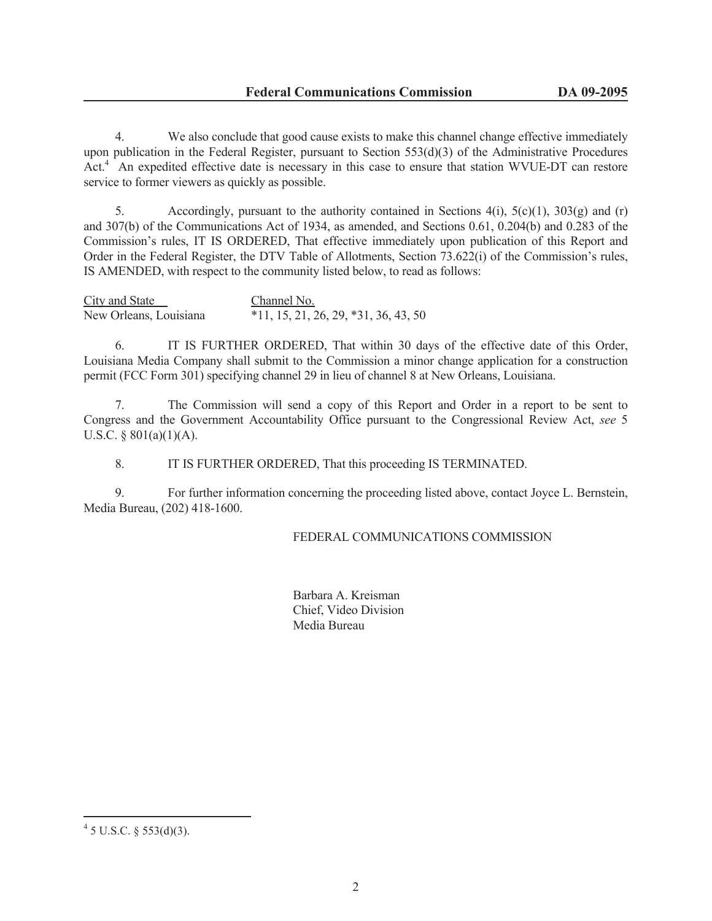4. We also conclude that good cause exists to make this channel change effective immediately upon publication in the Federal Register, pursuant to Section 553(d)(3) of the Administrative Procedures Act.[4] An expedited effective date is necessary in this case to ensure that station WVUE-DT can restore service to former viewers as quickly as possible.

5. Accordingly, pursuant to the authority contained in Sections 4(i), 5(c)(1), 303(g) and (r) and 307(b) of the Communications Act of 1934, as amended, and Sections 0.61, 0.204(b) and 0.283 of the Commission's rules, IT IS ORDERED, That effective immediately upon publication of this Report and Order in the Federal Register, the DTV Table of Allotments, Section 73.622(i) of the Commission's rules, IS AMENDED, with respect to the community listed below, to read as follows:

| City and State | Channel No. |
|---|---|
| New Orleans, Louisiana | *11, 15, 21, 26, 29, *31, 36, 43, 50 |

6. IT IS FURTHER ORDERED, That within 30 days of the effective date of this Order, Louisiana Media Company shall submit to the Commission a minor change application for a construction permit (FCC Form 301) specifying channel 29 in lieu of channel 8 at New Orleans, Louisiana.

7. The Commission will send a copy of this Report and Order in a report to be sent to Congress and the Government Accountability Office pursuant to the Congressional Review Act, *see* 5 U.S.C. § 801(a)(1)(A).

8. IT IS FURTHER ORDERED, That this proceeding IS TERMINATED.

9. For further information concerning the proceeding listed above, contact Joyce L. Bernstein, Media Bureau, (202) 418-1600.

FEDERAL COMMUNICATIONS COMMISSION

Barbara A. Kreisman
Chief, Video Division
Media Bureau

---

[4] 5 U.S.C. § 553(d)(3).